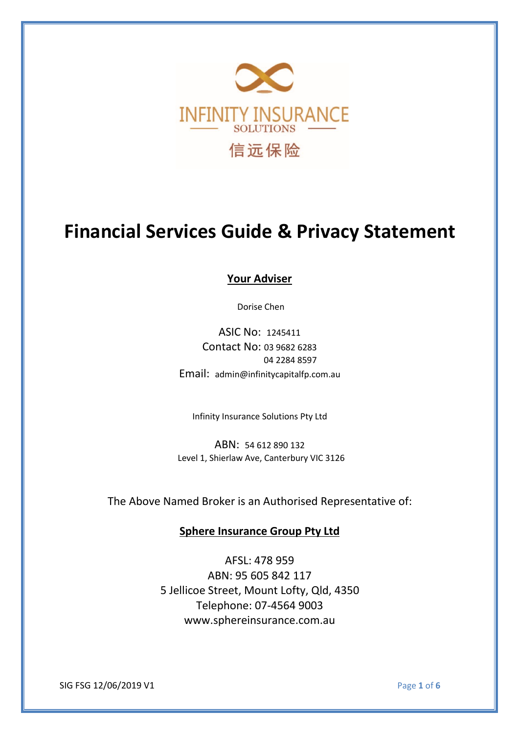INFINITY INSURANCE

SOLUTIONS

信远保险

# Financial Services Guide & Privacy Statement

**Your Adviser**

Dorise Chen

ASIC No: 1245411

Contact No: 03 9682 6283
04 2284 8597

Email: admin@infinitycapitalfp.com.au

Infinity Insurance Solutions Pty Ltd

ABN: 54 612 890 132

Level 1, Shierlaw Ave, Canterbury VIC 3126

The Above Named Broker is an Authorised Representative of:

**Sphere Insurance Group Pty Ltd**

AFSL: 478 959
ABN: 95 605 842 117
5 Jellicoe Street, Mount Lofty, Qld, 4350
Telephone: 07-4564 9003
www.sphereinsurance.com.au

SIG FSG 12/06/2019 V1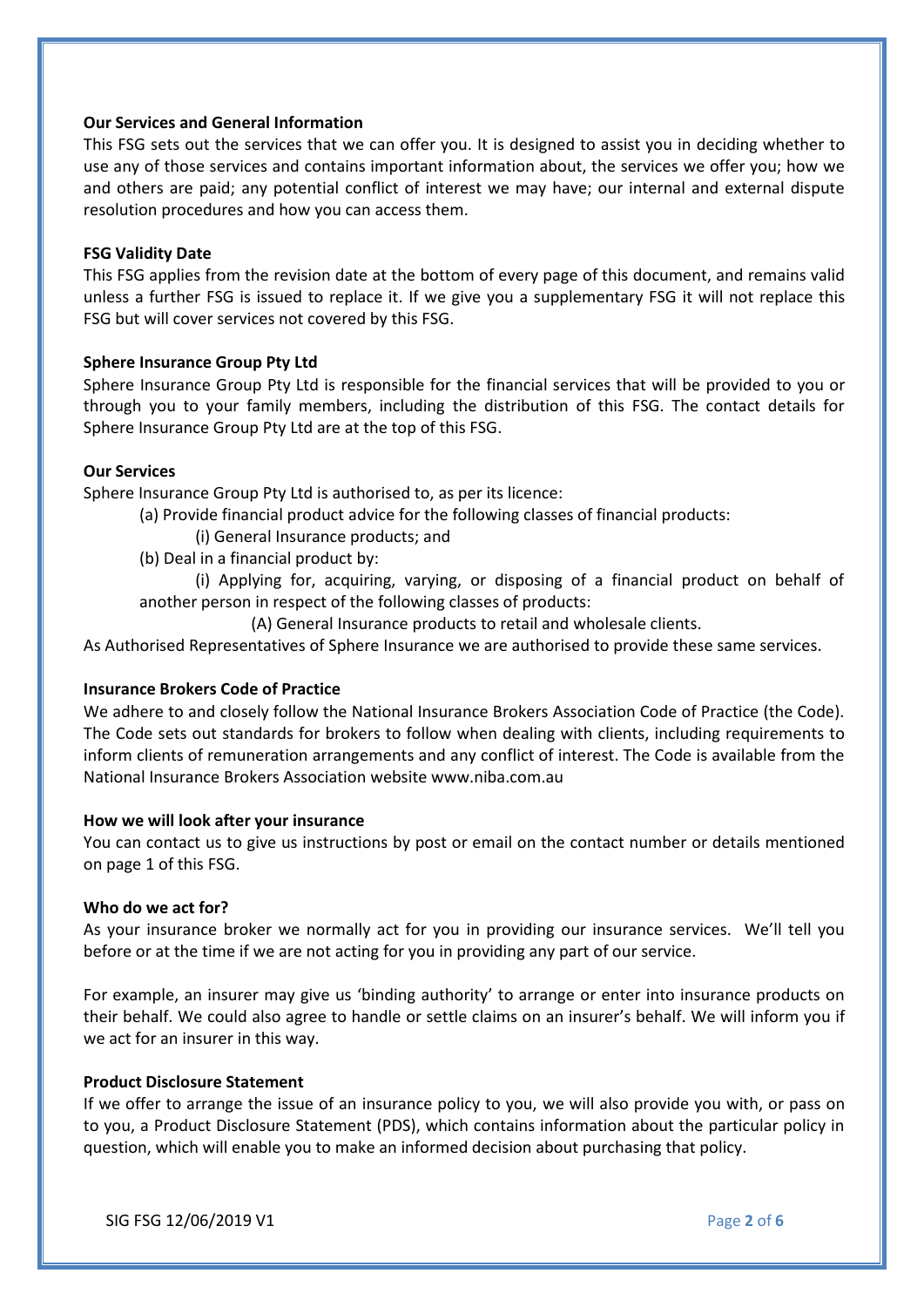**Our Services and General Information**

This FSG sets out the services that we can offer you. It is designed to assist you in deciding whether to use any of those services and contains important information about, the services we offer you; how we and others are paid; any potential conflict of interest we may have; our internal and external dispute resolution procedures and how you can access them.

**FSG Validity Date**

This FSG applies from the revision date at the bottom of every page of this document, and remains valid unless a further FSG is issued to replace it. If we give you a supplementary FSG it will not replace this FSG but will cover services not covered by this FSG.

**Sphere Insurance Group Pty Ltd**

Sphere Insurance Group Pty Ltd is responsible for the financial services that will be provided to you or through you to your family members, including the distribution of this FSG. The contact details for Sphere Insurance Group Pty Ltd are at the top of this FSG.

**Our Services**

Sphere Insurance Group Pty Ltd is authorised to, as per its licence:

(a) Provide financial product advice for the following classes of financial products:

(i) General Insurance products; and

(b) Deal in a financial product by:

(i) Applying for, acquiring, varying, or disposing of a financial product on behalf of another person in respect of the following classes of products:

(A) General Insurance products to retail and wholesale clients.

As Authorised Representatives of Sphere Insurance we are authorised to provide these same services.

**Insurance Brokers Code of Practice**

We adhere to and closely follow the National Insurance Brokers Association Code of Practice (the Code). The Code sets out standards for brokers to follow when dealing with clients, including requirements to inform clients of remuneration arrangements and any conflict of interest. The Code is available from the National Insurance Brokers Association website www.niba.com.au

**How we will look after your insurance**

You can contact us to give us instructions by post or email on the contact number or details mentioned on page 1 of this FSG.

**Who do we act for?**

As your insurance broker we normally act for you in providing our insurance services. We'll tell you before or at the time if we are not acting for you in providing any part of our service.

For example, an insurer may give us 'binding authority' to arrange or enter into insurance products on their behalf. We could also agree to handle or settle claims on an insurer's behalf. We will inform you if we act for an insurer in this way.

**Product Disclosure Statement**

If we offer to arrange the issue of an insurance policy to you, we will also provide you with, or pass on to you, a Product Disclosure Statement (PDS), which contains information about the particular policy in question, which will enable you to make an informed decision about purchasing that policy.

SIG FSG 12/06/2019 V1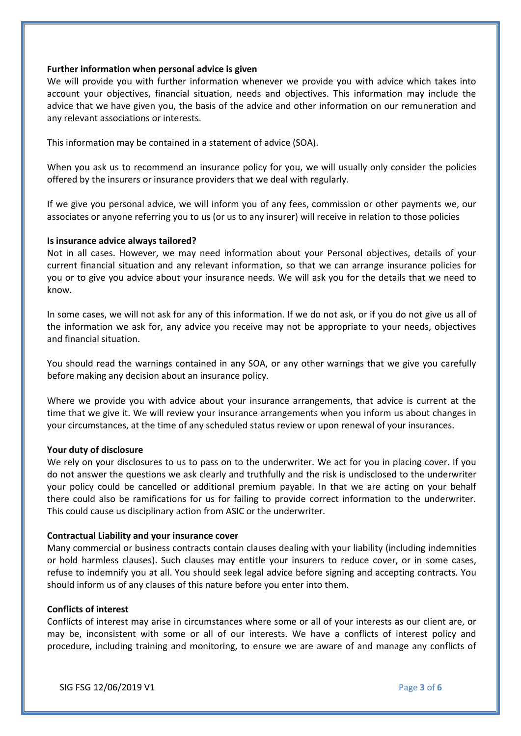**Further information when personal advice is given**

We will provide you with further information whenever we provide you with advice which takes into account your objectives, financial situation, needs and objectives. This information may include the advice that we have given you, the basis of the advice and other information on our remuneration and any relevant associations or interests.

This information may be contained in a statement of advice (SOA).

When you ask us to recommend an insurance policy for you, we will usually only consider the policies offered by the insurers or insurance providers that we deal with regularly.

If we give you personal advice, we will inform you of any fees, commission or other payments we, our associates or anyone referring you to us (or us to any insurer) will receive in relation to those policies

**Is insurance advice always tailored?**

Not in all cases. However, we may need information about your Personal objectives, details of your current financial situation and any relevant information, so that we can arrange insurance policies for you or to give you advice about your insurance needs. We will ask you for the details that we need to know.

In some cases, we will not ask for any of this information. If we do not ask, or if you do not give us all of the information we ask for, any advice you receive may not be appropriate to your needs, objectives and financial situation.

You should read the warnings contained in any SOA, or any other warnings that we give you carefully before making any decision about an insurance policy.

Where we provide you with advice about your insurance arrangements, that advice is current at the time that we give it. We will review your insurance arrangements when you inform us about changes in your circumstances, at the time of any scheduled status review or upon renewal of your insurances.

**Your duty of disclosure**

We rely on your disclosures to us to pass on to the underwriter. We act for you in placing cover. If you do not answer the questions we ask clearly and truthfully and the risk is undisclosed to the underwriter your policy could be cancelled or additional premium payable. In that we are acting on your behalf there could also be ramifications for us for failing to provide correct information to the underwriter. This could cause us disciplinary action from ASIC or the underwriter.

**Contractual Liability and your insurance cover**

Many commercial or business contracts contain clauses dealing with your liability (including indemnities or hold harmless clauses). Such clauses may entitle your insurers to reduce cover, or in some cases, refuse to indemnify you at all. You should seek legal advice before signing and accepting contracts. You should inform us of any clauses of this nature before you enter into them.

**Conflicts of interest**

Conflicts of interest may arise in circumstances where some or all of your interests as our client are, or may be, inconsistent with some or all of our interests. We have a conflicts of interest policy and procedure, including training and monitoring, to ensure we are aware of and manage any conflicts of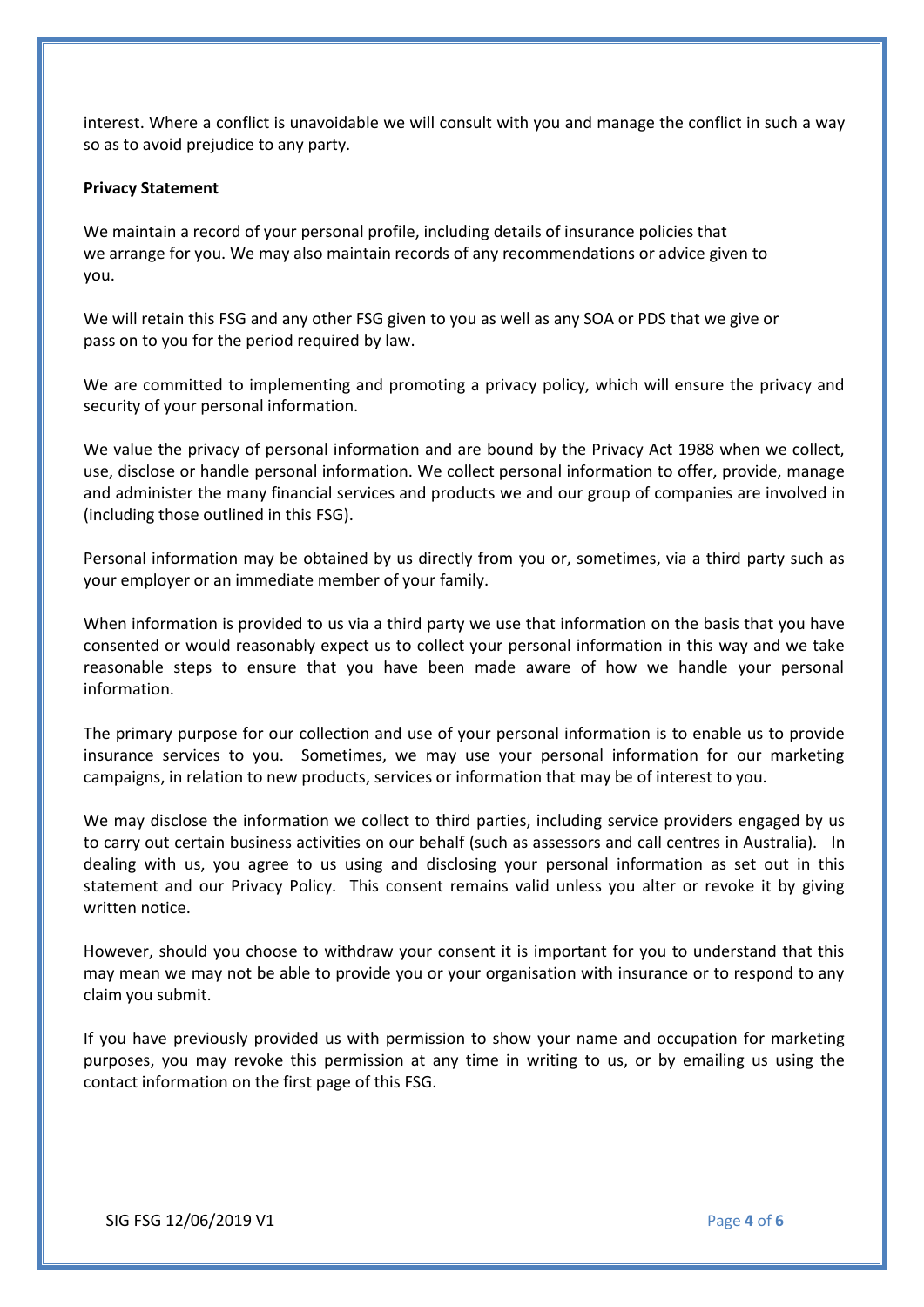interest. Where a conflict is unavoidable we will consult with you and manage the conflict in such a way so as to avoid prejudice to any party.

**Privacy Statement**

We maintain a record of your personal profile, including details of insurance policies that we arrange for you. We may also maintain records of any recommendations or advice given to you.

We will retain this FSG and any other FSG given to you as well as any SOA or PDS that we give or pass on to you for the period required by law.

We are committed to implementing and promoting a privacy policy, which will ensure the privacy and security of your personal information.

We value the privacy of personal information and are bound by the Privacy Act 1988 when we collect, use, disclose or handle personal information. We collect personal information to offer, provide, manage and administer the many financial services and products we and our group of companies are involved in (including those outlined in this FSG).

Personal information may be obtained by us directly from you or, sometimes, via a third party such as your employer or an immediate member of your family.

When information is provided to us via a third party we use that information on the basis that you have consented or would reasonably expect us to collect your personal information in this way and we take reasonable steps to ensure that you have been made aware of how we handle your personal information.

The primary purpose for our collection and use of your personal information is to enable us to provide insurance services to you. Sometimes, we may use your personal information for our marketing campaigns, in relation to new products, services or information that may be of interest to you.

We may disclose the information we collect to third parties, including service providers engaged by us to carry out certain business activities on our behalf (such as assessors and call centres in Australia). In dealing with us, you agree to us using and disclosing your personal information as set out in this statement and our Privacy Policy. This consent remains valid unless you alter or revoke it by giving written notice.

However, should you choose to withdraw your consent it is important for you to understand that this may mean we may not be able to provide you or your organisation with insurance or to respond to any claim you submit.

If you have previously provided us with permission to show your name and occupation for marketing purposes, you may revoke this permission at any time in writing to us, or by emailing us using the contact information on the first page of this FSG.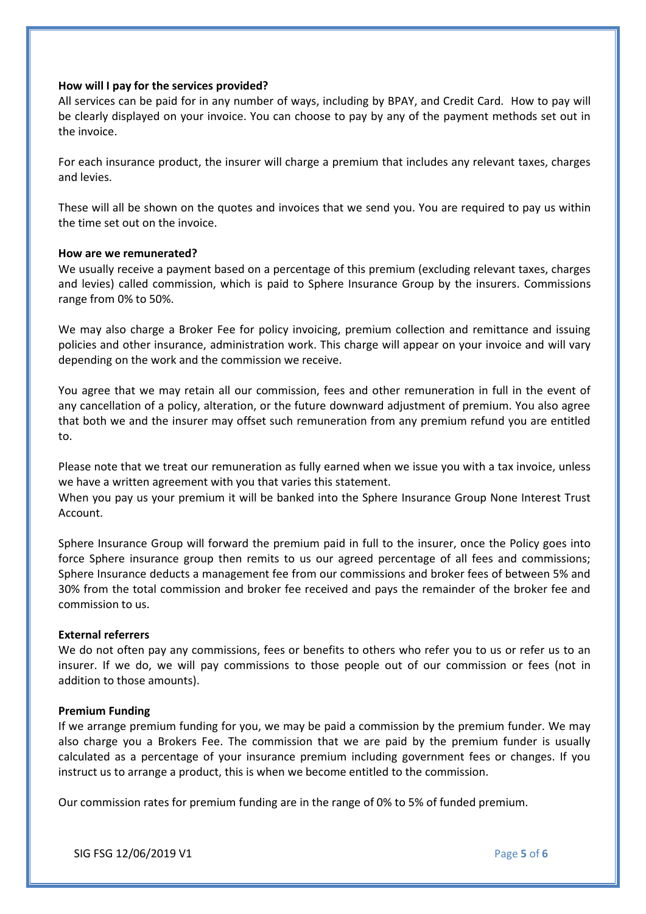**How will I pay for the services provided?**
All services can be paid for in any number of ways, including by BPAY, and Credit Card. How to pay will be clearly displayed on your invoice. You can choose to pay by any of the payment methods set out in the invoice.

For each insurance product, the insurer will charge a premium that includes any relevant taxes, charges and levies.

These will all be shown on the quotes and invoices that we send you. You are required to pay us within the time set out on the invoice.

**How are we remunerated?**
We usually receive a payment based on a percentage of this premium (excluding relevant taxes, charges and levies) called commission, which is paid to Sphere Insurance Group by the insurers. Commissions range from 0% to 50%.

We may also charge a Broker Fee for policy invoicing, premium collection and remittance and issuing policies and other insurance, administration work. This charge will appear on your invoice and will vary depending on the work and the commission we receive.

You agree that we may retain all our commission, fees and other remuneration in full in the event of any cancellation of a policy, alteration, or the future downward adjustment of premium. You also agree that both we and the insurer may offset such remuneration from any premium refund you are entitled to.

Please note that we treat our remuneration as fully earned when we issue you with a tax invoice, unless we have a written agreement with you that varies this statement.
When you pay us your premium it will be banked into the Sphere Insurance Group None Interest Trust Account.

Sphere Insurance Group will forward the premium paid in full to the insurer, once the Policy goes into force Sphere insurance group then remits to us our agreed percentage of all fees and commissions; Sphere Insurance deducts a management fee from our commissions and broker fees of between 5% and 30% from the total commission and broker fee received and pays the remainder of the broker fee and commission to us.

**External referrers**
We do not often pay any commissions, fees or benefits to others who refer you to us or refer us to an insurer. If we do, we will pay commissions to those people out of our commission or fees (not in addition to those amounts).

**Premium Funding**
If we arrange premium funding for you, we may be paid a commission by the premium funder. We may also charge you a Brokers Fee. The commission that we are paid by the premium funder is usually calculated as a percentage of your insurance premium including government fees or changes. If you instruct us to arrange a product, this is when we become entitled to the commission.

Our commission rates for premium funding are in the range of 0% to 5% of funded premium.

SIG FSG 12/06/2019 V1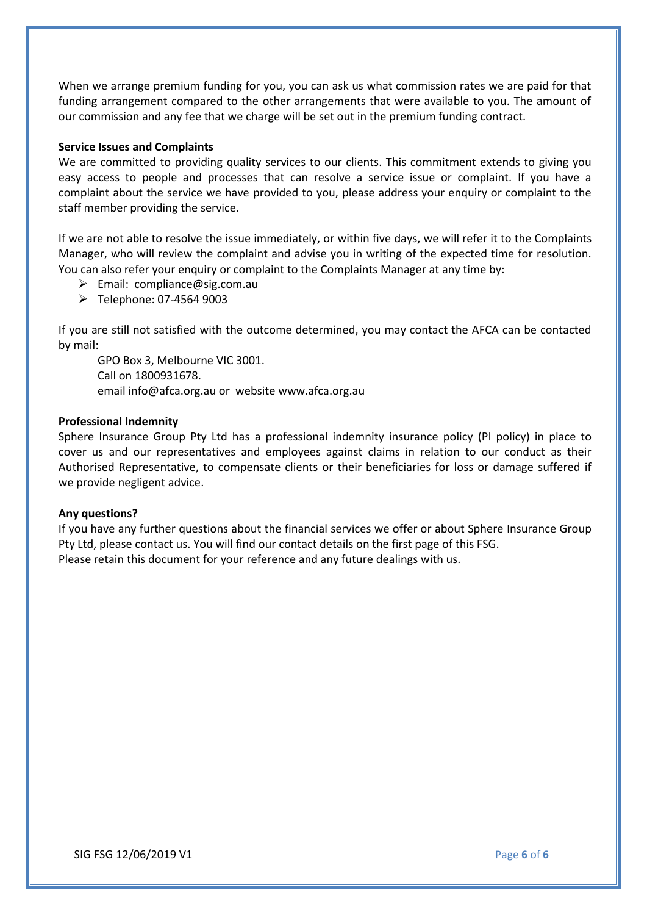When we arrange premium funding for you, you can ask us what commission rates we are paid for that funding arrangement compared to the other arrangements that were available to you. The amount of our commission and any fee that we charge will be set out in the premium funding contract.

**Service Issues and Complaints**

We are committed to providing quality services to our clients. This commitment extends to giving you easy access to people and processes that can resolve a service issue or complaint. If you have a complaint about the service we have provided to you, please address your enquiry or complaint to the staff member providing the service.

If we are not able to resolve the issue immediately, or within five days, we will refer it to the Complaints Manager, who will review the complaint and advise you in writing of the expected time for resolution. You can also refer your enquiry or complaint to the Complaints Manager at any time by:

- Email: compliance@sig.com.au
- Telephone: 07-4564 9003

If you are still not satisfied with the outcome determined, you may contact the AFCA can be contacted by mail:

GPO Box 3, Melbourne VIC 3001.
Call on 1800931678.
email info@afca.org.au or website www.afca.org.au

**Professional Indemnity**

Sphere Insurance Group Pty Ltd has a professional indemnity insurance policy (PI policy) in place to cover us and our representatives and employees against claims in relation to our conduct as their Authorised Representative, to compensate clients or their beneficiaries for loss or damage suffered if we provide negligent advice.

**Any questions?**

If you have any further questions about the financial services we offer or about Sphere Insurance Group Pty Ltd, please contact us. You will find our contact details on the first page of this FSG.
Please retain this document for your reference and any future dealings with us.

SIG FSG 12/06/2019 V1